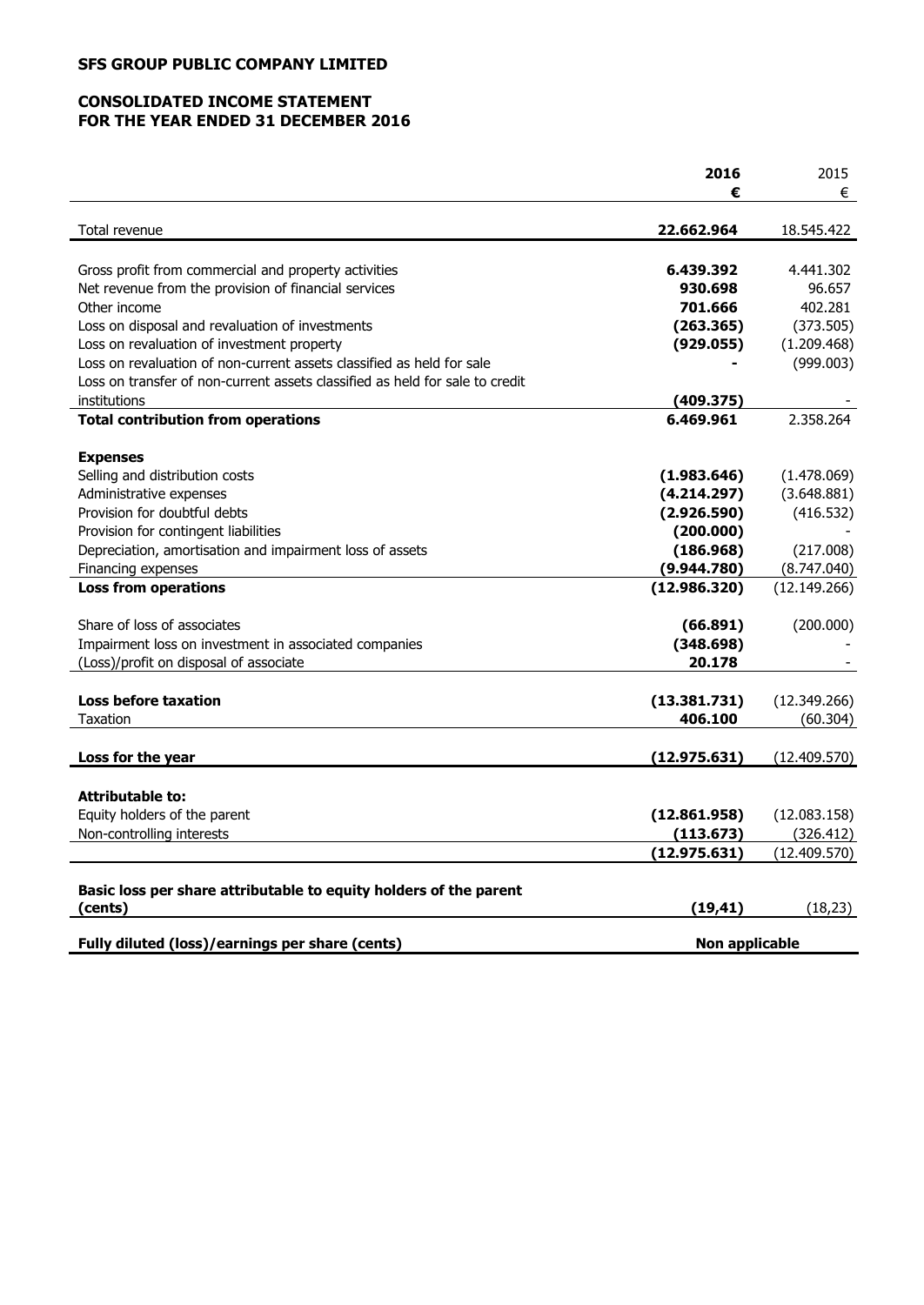# SFS GROUP PUBLIC COMPANY LIMITED

## CONSOLIDATED INCOME STATEMENT
## FOR THE YEAR ENDED 31 DECEMBER 2016

| | **2016** | 2015 |
|---|---|---|
| | **€** | € |
| Total revenue | **22.662.964** | 18.545.422 |
| | | |
| Gross profit from commercial and property activities | **6.439.392** | 4.441.302 |
| Net revenue from the provision of financial services | **930.698** | 96.657 |
| Other income | **701.666** | 402.281 |
| Loss on disposal and revaluation of investments | **(263.365)** | (373.505) |
| Loss on revaluation of investment property | **(929.055)** | (1.209.468) |
| Loss on revaluation of non-current assets classified as held for sale | **-** | (999.003) |
| Loss on transfer of non-current assets classified as held for sale to credit institutions | **(409.375)** | - |
| **Total contribution from operations** | **6.469.961** | 2.358.264 |
| | | |
| **Expenses** | | |
| Selling and distribution costs | **(1.983.646)** | (1.478.069) |
| Administrative expenses | **(4.214.297)** | (3.648.881) |
| Provision for doubtful debts | **(2.926.590)** | (416.532) |
| Provision for contingent liabilities | **(200.000)** | - |
| Depreciation, amortisation and impairment loss of assets | **(186.968)** | (217.008) |
| Financing expenses | **(9.944.780)** | (8.747.040) |
| **Loss from operations** | **(12.986.320)** | (12.149.266) |
| | | |
| Share of loss of associates | **(66.891)** | (200.000) |
| Impairment loss on investment in associated companies | **(348.698)** | - |
| (Loss)/profit on disposal of associate | **20.178** | - |
| | | |
| **Loss before taxation** | **(13.381.731)** | (12.349.266) |
| Taxation | **406.100** | (60.304) |
| | | |
| **Loss for the year** | **(12.975.631)** | (12.409.570) |
| | | |
| **Attributable to:** | | |
| Equity holders of the parent | **(12.861.958)** | (12.083.158) |
| Non-controlling interests | **(113.673)** | (326.412) |
| | **(12.975.631)** | (12.409.570) |
| | | |
| **Basic loss per share attributable to equity holders of the parent (cents)** | **(19,41)** | (18,23) |
| | | |
| **Fully diluted (loss)/earnings per share (cents)** | **Non applicable** | |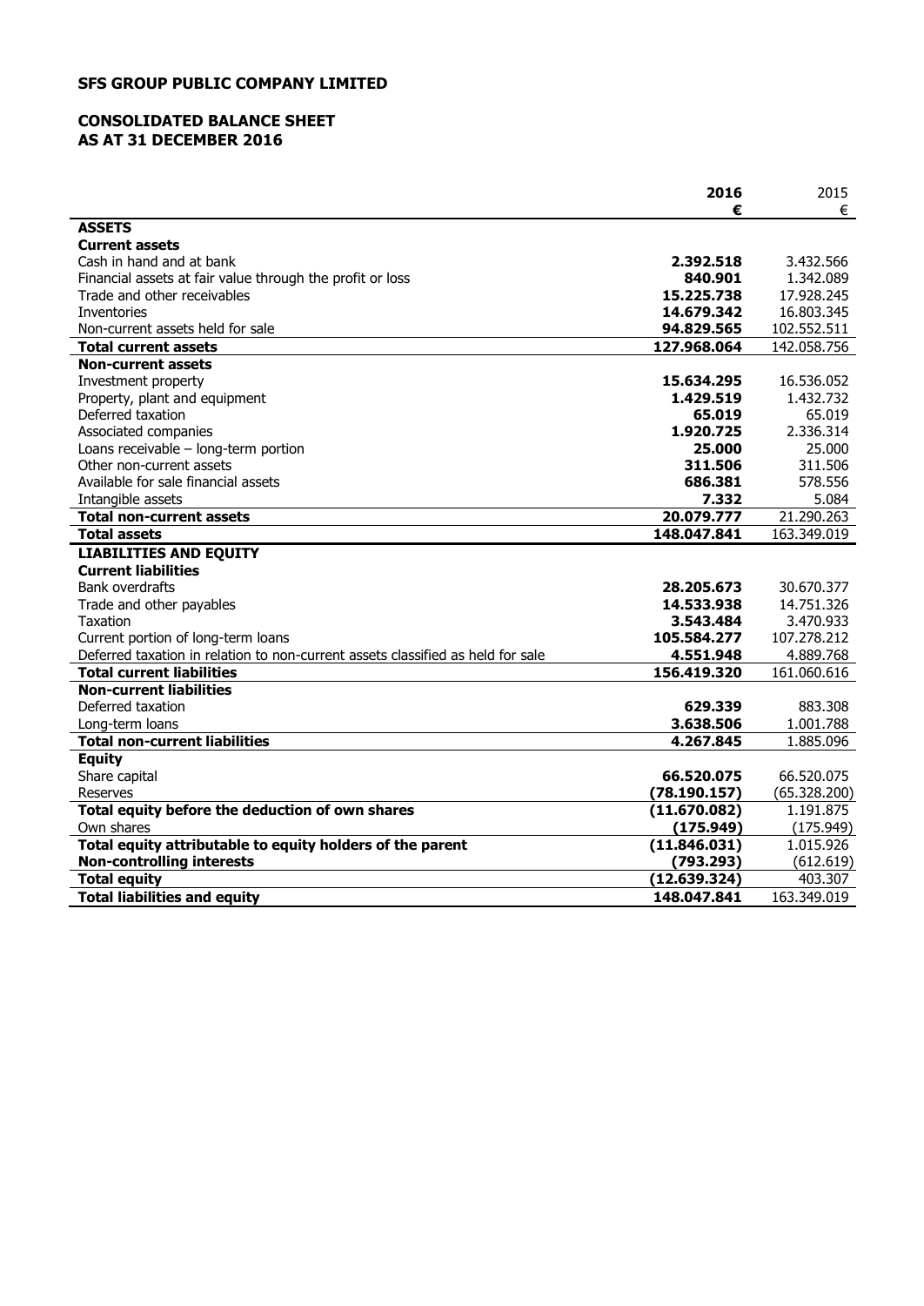# SFS GROUP PUBLIC COMPANY LIMITED

## CONSOLIDATED BALANCE SHEET AS AT 31 DECEMBER 2016

| | **2016** | 2015 |
|---|---|---|
| | **€** | € |
| **ASSETS** | | |
| **Current assets** | | |
| Cash in hand and at bank | **2.392.518** | 3.432.566 |
| Financial assets at fair value through the profit or loss | **840.901** | 1.342.089 |
| Trade and other receivables | **15.225.738** | 17.928.245 |
| Inventories | **14.679.342** | 16.803.345 |
| Non-current assets held for sale | **94.829.565** | 102.552.511 |
| **Total current assets** | **127.968.064** | 142.058.756 |
| **Non-current assets** | | |
| Investment property | **15.634.295** | 16.536.052 |
| Property, plant and equipment | **1.429.519** | 1.432.732 |
| Deferred taxation | **65.019** | 65.019 |
| Associated companies | **1.920.725** | 2.336.314 |
| Loans receivable – long-term portion | **25.000** | 25.000 |
| Other non-current assets | **311.506** | 311.506 |
| Available for sale financial assets | **686.381** | 578.556 |
| Intangible assets | **7.332** | 5.084 |
| **Total non-current assets** | **20.079.777** | 21.290.263 |
| **Total assets** | **148.047.841** | 163.349.019 |
| **LIABILITIES AND EQUITY** | | |
| **Current liabilities** | | |
| Bank overdrafts | **28.205.673** | 30.670.377 |
| Trade and other payables | **14.533.938** | 14.751.326 |
| Taxation | **3.543.484** | 3.470.933 |
| Current portion of long-term loans | **105.584.277** | 107.278.212 |
| Deferred taxation in relation to non-current assets classified as held for sale | **4.551.948** | 4.889.768 |
| **Total current liabilities** | **156.419.320** | 161.060.616 |
| **Non-current liabilities** | | |
| Deferred taxation | **629.339** | 883.308 |
| Long-term loans | **3.638.506** | 1.001.788 |
| **Total non-current liabilities** | **4.267.845** | 1.885.096 |
| **Equity** | | |
| Share capital | **66.520.075** | 66.520.075 |
| Reserves | **(78.190.157)** | (65.328.200) |
| **Total equity before the deduction of own shares** | **(11.670.082)** | 1.191.875 |
| Own shares | **(175.949)** | (175.949) |
| **Total equity attributable to equity holders of the parent** | **(11.846.031)** | 1.015.926 |
| **Non-controlling interests** | **(793.293)** | (612.619) |
| **Total equity** | **(12.639.324)** | 403.307 |
| **Total liabilities and equity** | **148.047.841** | 163.349.019 |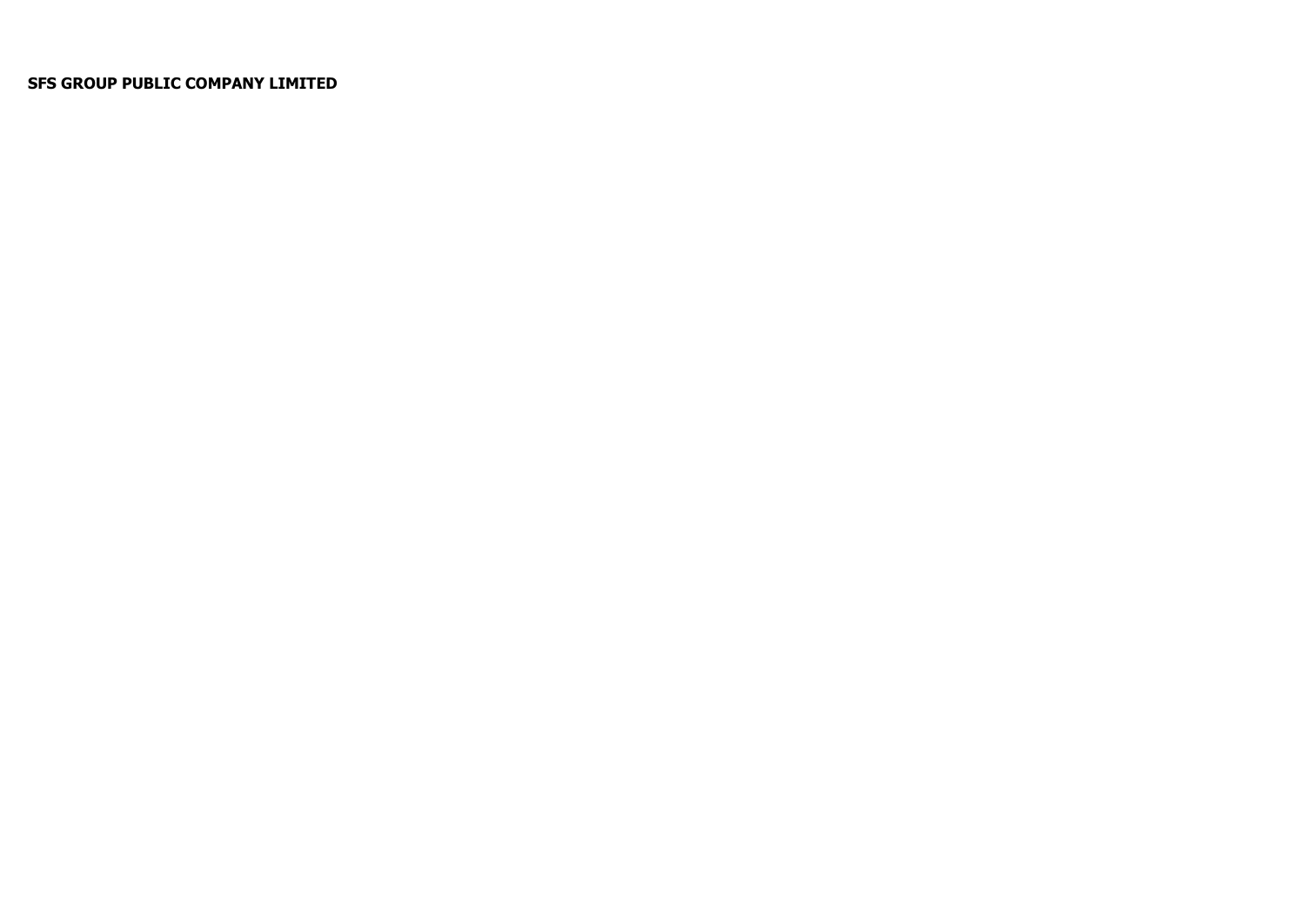**SFS GROUP PUBLIC COMPANY LIMITED**